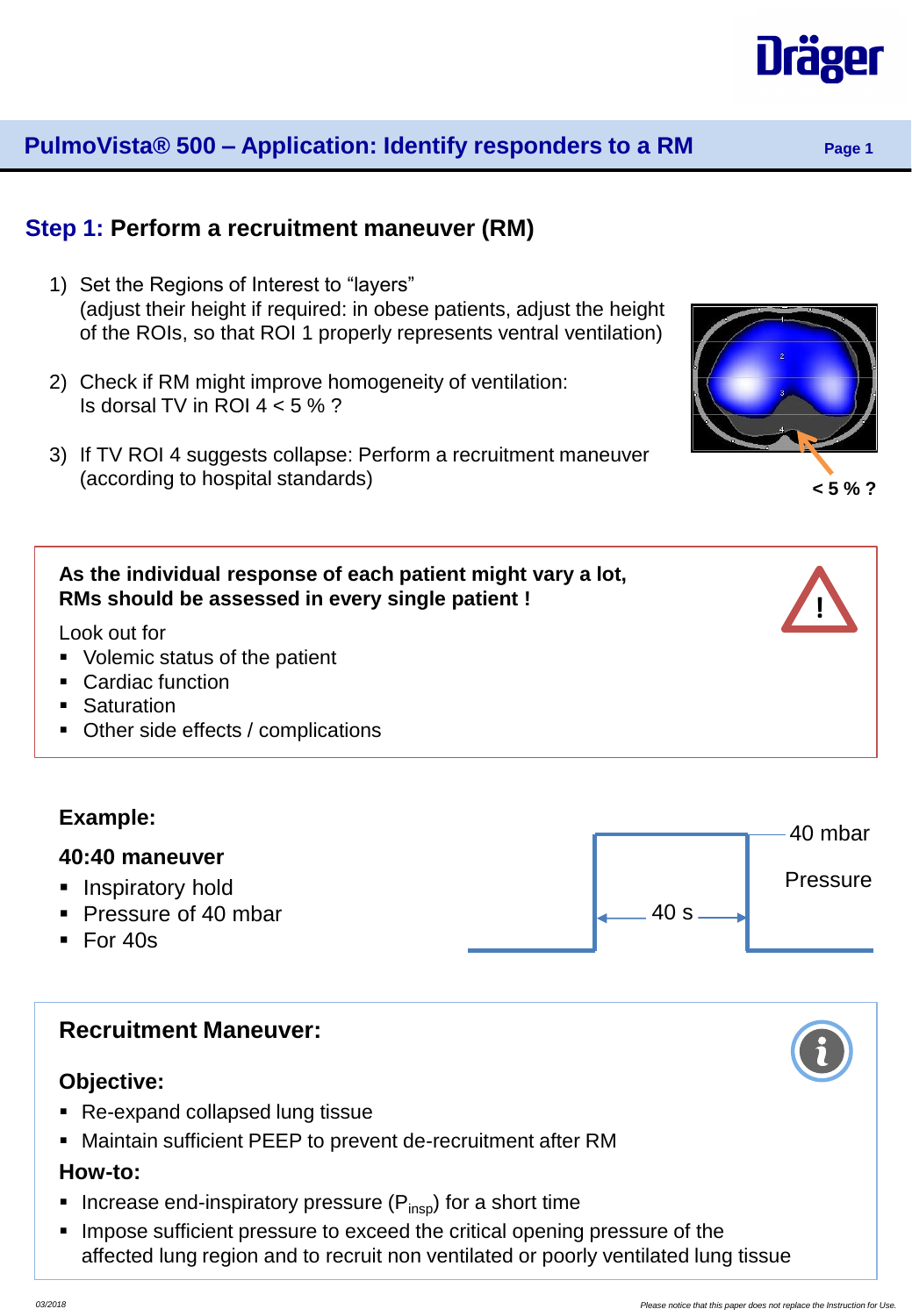## PulmoVista® 500 – Application: Identify responders to a RM

### Step 1: Perform a recruitment maneuver (RM)

1) Set the Regions of Interest to “layers”
   (adjust their height if required: in obese patients, adjust the height of the ROIs, so that ROI 1 properly represents ventral ventilation)

2) Check if RM might improve homogeneity of ventilation:
   Is dorsal TV in ROI 4 < 5 % ?

3) If TV ROI 4 suggests collapse: Perform a recruitment maneuver (according to hospital standards)

< 5 % ?

**As the individual response of each patient might vary a lot, RMs should be assessed in every single patient !**

Look out for

- Volemic status of the patient
- Cardiac function
- Saturation
- Other side effects / complications

**Example:**

**40:40 maneuver**

- Inspiratory hold
- Pressure of 40 mbar
- For 40s

40 mbar

Pressure

40 s

### Recruitment Maneuver:

**Objective:**

- Re-expand collapsed lung tissue
- Maintain sufficient PEEP to prevent de-recruitment after RM

**How-to:**

- Increase end-inspiratory pressure ($P_{insp}$) for a short time
- Impose sufficient pressure to exceed the critical opening pressure of the affected lung region and to recruit non ventilated or poorly ventilated lung tissue

*03/2018*

*Please notice that this paper does not replace the Instruction for Use.*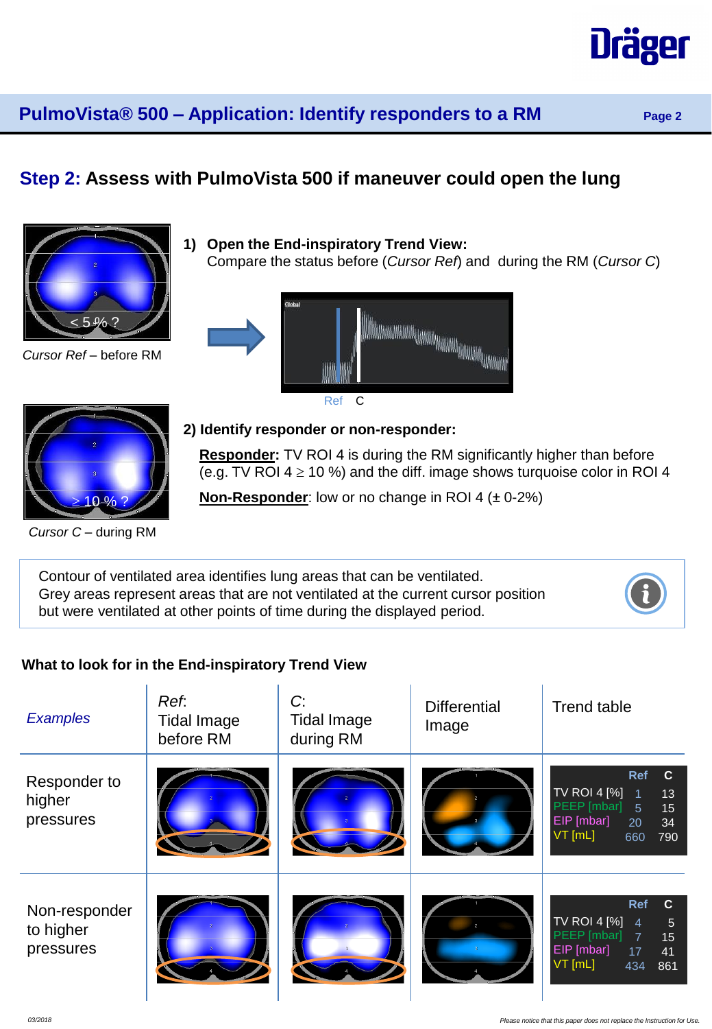# Step 2: Assess with PulmoVista 500 if maneuver could open the lung

< 5 % ?

*Cursor Ref* – before RM

≥ 10 % ?

*Cursor C* – during RM

**1) Open the End-inspiratory Trend View:**
Compare the status before (*Cursor Ref*) and during the RM (*Cursor C*)

Global

Ref C

**2) Identify responder or non-responder:**

**Responder:** TV ROI 4 is during the RM significantly higher than before (e.g. TV ROI 4 ≥ 10 %) and the diff. image shows turquoise color in ROI 4

**Non-Responder**: low or no change in ROI 4 (± 0-2%)

Contour of ventilated area identifies lung areas that can be ventilated.
Grey areas represent areas that are not ventilated at the current cursor position but were ventilated at other points of time during the displayed period.

**What to look for in the End-inspiratory Trend View**

| *Examples* | *Ref*: Tidal Image before RM | *C*: Tidal Image during RM | Differential Image | Trend table |
|---|---|---|---|---|
| Responder to higher pressures | | | | Ref / C<br>TV ROI 4 [%]: 1 / 13<br>PEEP [mbar]: 5 / 15<br>EIP [mbar]: 20 / 34<br>VT [mL]: 660 / 790 |
| Non-responder to higher pressures | | | | Ref / C<br>TV ROI 4 [%]: 4 / 5<br>PEEP [mbar]: 7 / 15<br>EIP [mbar]: 17 / 41<br>VT [mL]: 434 / 861 |

03/2018

*Please notice that this paper does not replace the Instruction for Use.*